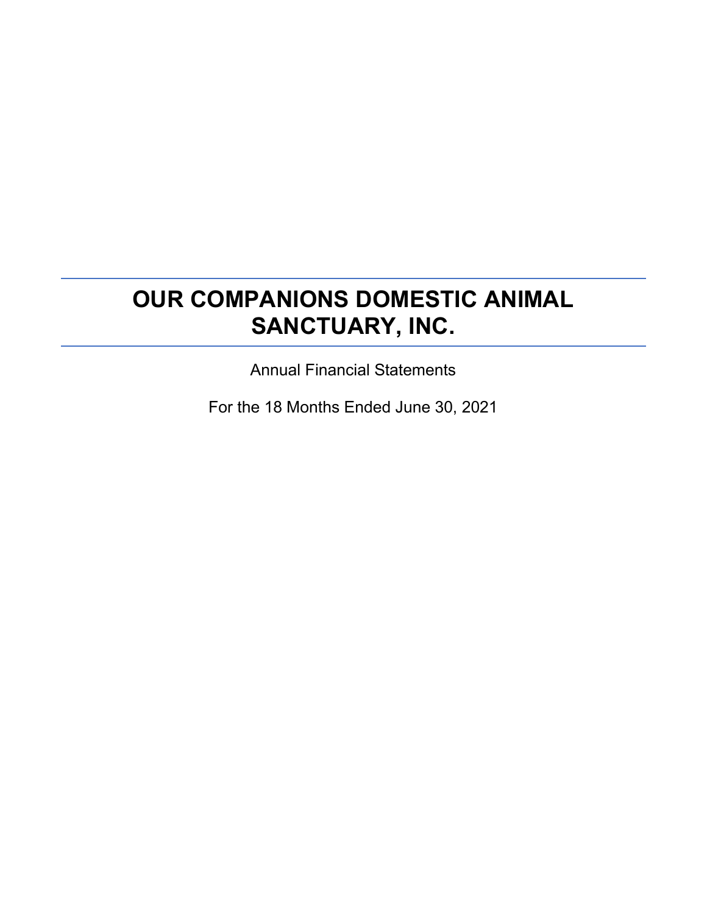# OUR COMPANIONS DOMESTIC ANIMAL SANCTUARY, INC.

Annual Financial Statements

For the 18 Months Ended June 30, 2021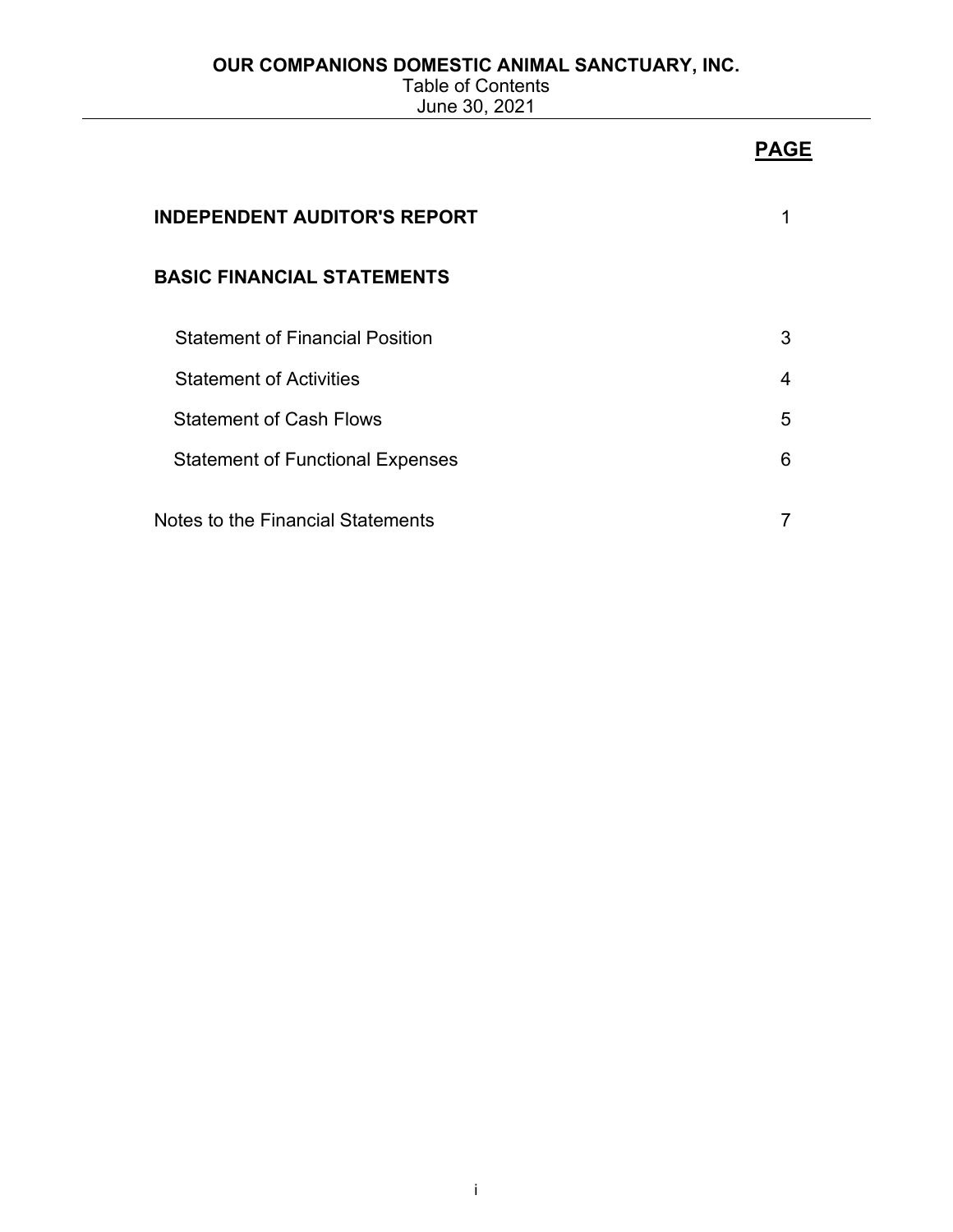**OUR COMPANIONS DOMESTIC ANIMAL SANCTUARY, INC.**
Table of Contents
June 30, 2021

| | PAGE |
|---|---|
| **INDEPENDENT AUDITOR'S REPORT** | 1 |
| **BASIC FINANCIAL STATEMENTS** | |
| Statement of Financial Position | 3 |
| Statement of Activities | 4 |
| Statement of Cash Flows | 5 |
| Statement of Functional Expenses | 6 |
| Notes to the Financial Statements | 7 |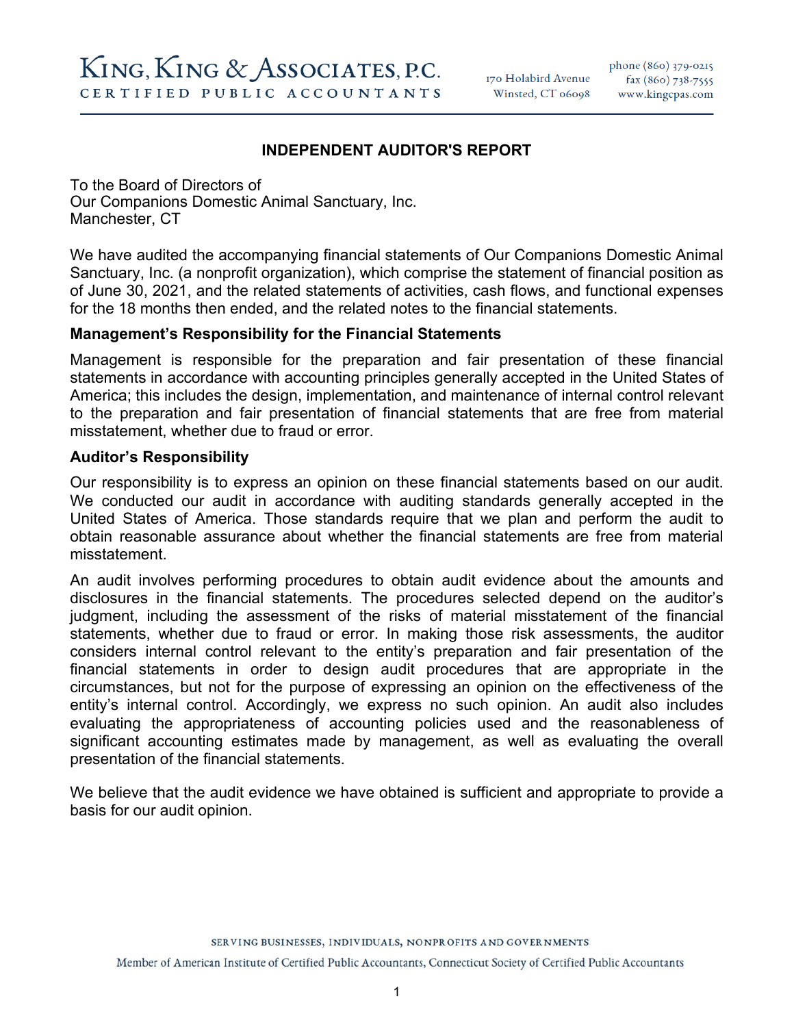KING, KING & ASSOCIATES, P.C.
CERTIFIED PUBLIC ACCOUNTANTS

170 Holabird Avenue
Winsted, CT 06098

phone (860) 379-0215
fax (860) 738-7555
www.kingcpas.com

## INDEPENDENT AUDITOR'S REPORT

To the Board of Directors of
Our Companions Domestic Animal Sanctuary, Inc.
Manchester, CT

We have audited the accompanying financial statements of Our Companions Domestic Animal Sanctuary, Inc. (a nonprofit organization), which comprise the statement of financial position as of June 30, 2021, and the related statements of activities, cash flows, and functional expenses for the 18 months then ended, and the related notes to the financial statements.

### Management's Responsibility for the Financial Statements

Management is responsible for the preparation and fair presentation of these financial statements in accordance with accounting principles generally accepted in the United States of America; this includes the design, implementation, and maintenance of internal control relevant to the preparation and fair presentation of financial statements that are free from material misstatement, whether due to fraud or error.

### Auditor's Responsibility

Our responsibility is to express an opinion on these financial statements based on our audit. We conducted our audit in accordance with auditing standards generally accepted in the United States of America. Those standards require that we plan and perform the audit to obtain reasonable assurance about whether the financial statements are free from material misstatement.

An audit involves performing procedures to obtain audit evidence about the amounts and disclosures in the financial statements. The procedures selected depend on the auditor's judgment, including the assessment of the risks of material misstatement of the financial statements, whether due to fraud or error. In making those risk assessments, the auditor considers internal control relevant to the entity's preparation and fair presentation of the financial statements in order to design audit procedures that are appropriate in the circumstances, but not for the purpose of expressing an opinion on the effectiveness of the entity's internal control. Accordingly, we express no such opinion. An audit also includes evaluating the appropriateness of accounting policies used and the reasonableness of significant accounting estimates made by management, as well as evaluating the overall presentation of the financial statements.

We believe that the audit evidence we have obtained is sufficient and appropriate to provide a basis for our audit opinion.

SERVING BUSINESSES, INDIVIDUALS, NONPROFITS AND GOVERNMENTS

Member of American Institute of Certified Public Accountants, Connecticut Society of Certified Public Accountants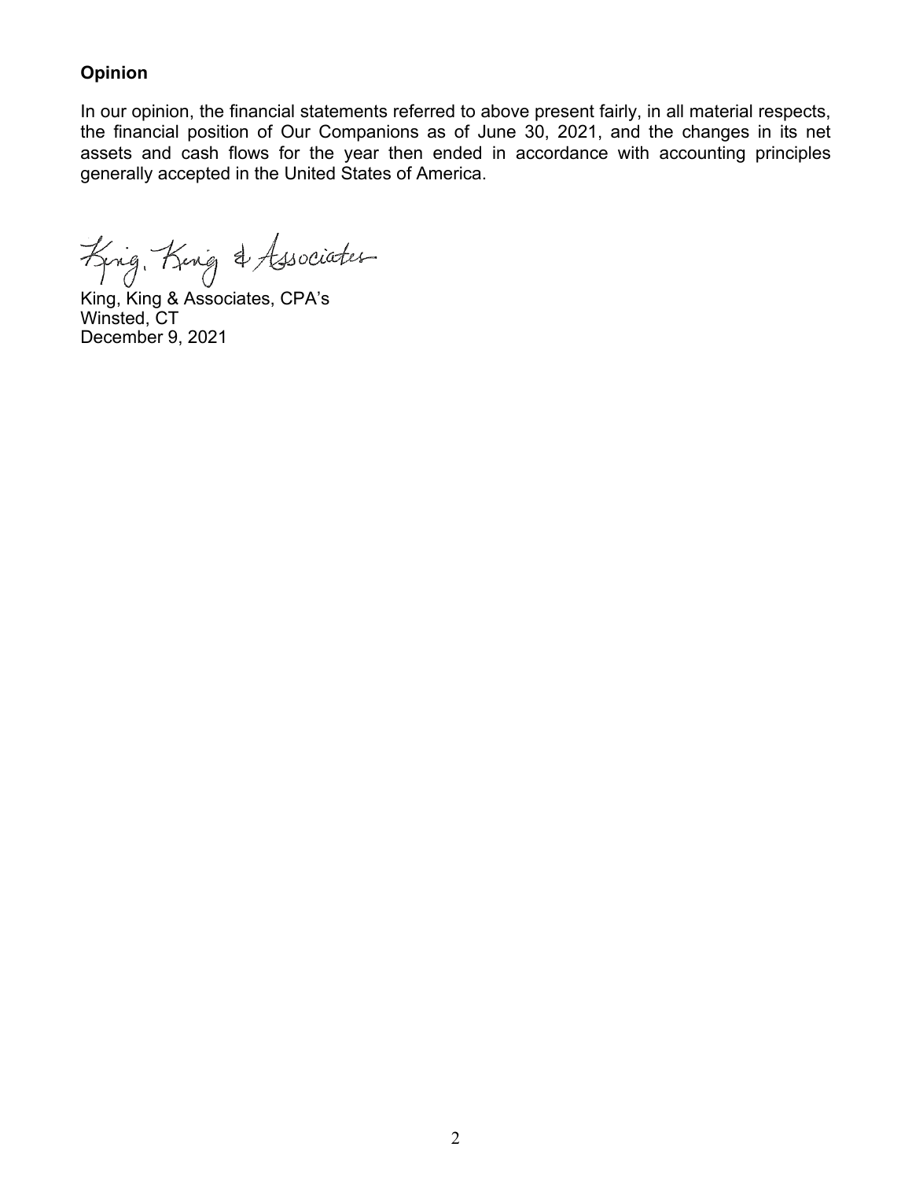**Opinion**

In our opinion, the financial statements referred to above present fairly, in all material respects, the financial position of Our Companions as of June 30, 2021, and the changes in its net assets and cash flows for the year then ended in accordance with accounting principles generally accepted in the United States of America.

King, King & Associates

King, King & Associates, CPA's
Winsted, CT
December 9, 2021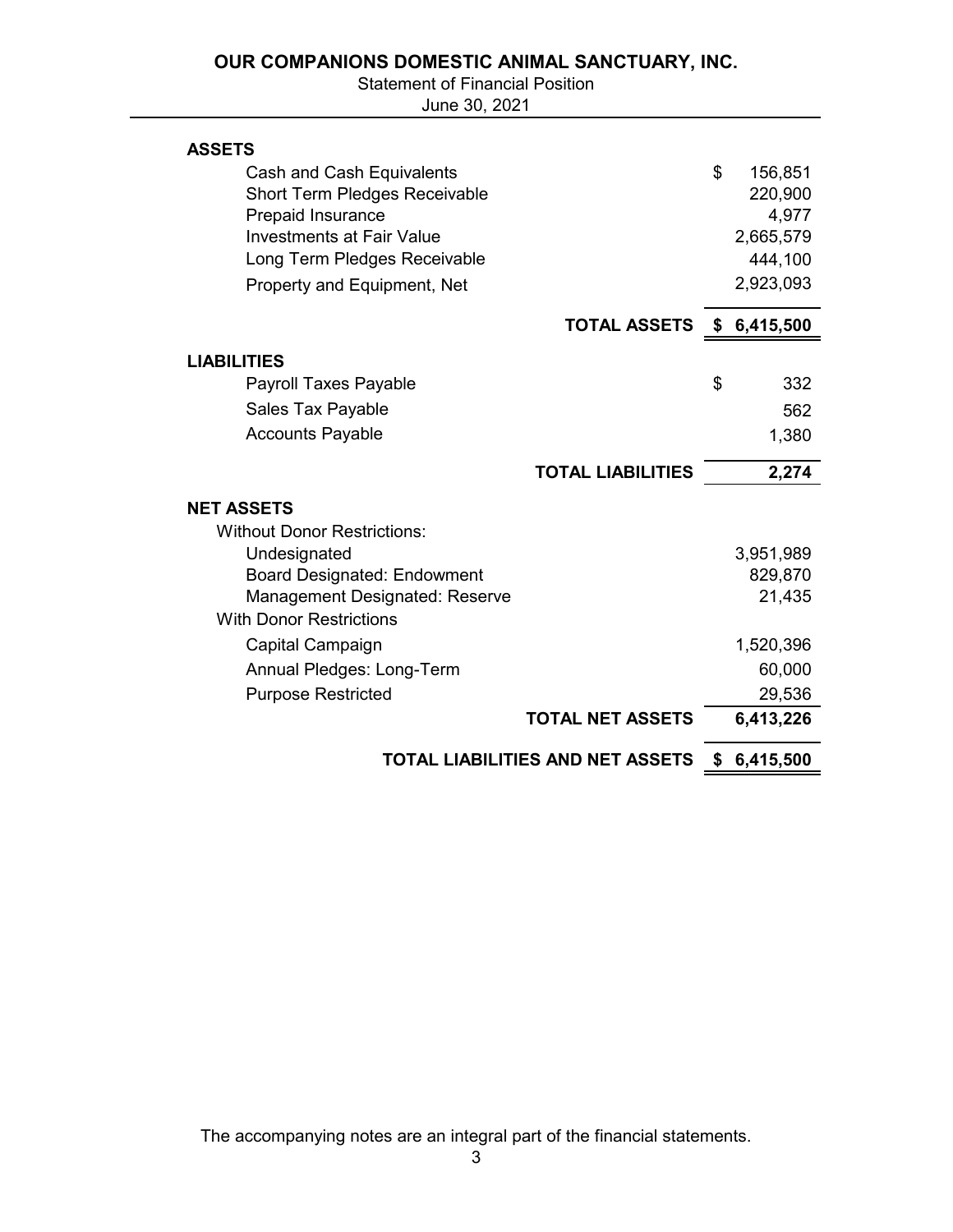# OUR COMPANIONS DOMESTIC ANIMAL SANCTUARY, INC.

Statement of Financial Position

June 30, 2021

| | | |
|---|---|---|
| **ASSETS** | | |
| Cash and Cash Equivalents | $ | 156,851 |
| Short Term Pledges Receivable | | 220,900 |
| Prepaid Insurance | | 4,977 |
| Investments at Fair Value | | 2,665,579 |
| Long Term Pledges Receivable | | 444,100 |
| Property and Equipment, Net | | 2,923,093 |
| **TOTAL ASSETS** | **$** | **6,415,500** |
| **LIABILITIES** | | |
| Payroll Taxes Payable | $ | 332 |
| Sales Tax Payable | | 562 |
| Accounts Payable | | 1,380 |
| **TOTAL LIABILITIES** | | **2,274** |
| **NET ASSETS** | | |
| Without Donor Restrictions: | | |
| Undesignated | | 3,951,989 |
| Board Designated: Endowment | | 829,870 |
| Management Designated: Reserve | | 21,435 |
| With Donor Restrictions | | |
| Capital Campaign | | 1,520,396 |
| Annual Pledges: Long-Term | | 60,000 |
| Purpose Restricted | | 29,536 |
| **TOTAL NET ASSETS** | | **6,413,226** |
| **TOTAL LIABILITIES AND NET ASSETS** | **$** | **6,415,500** |

The accompanying notes are an integral part of the financial statements.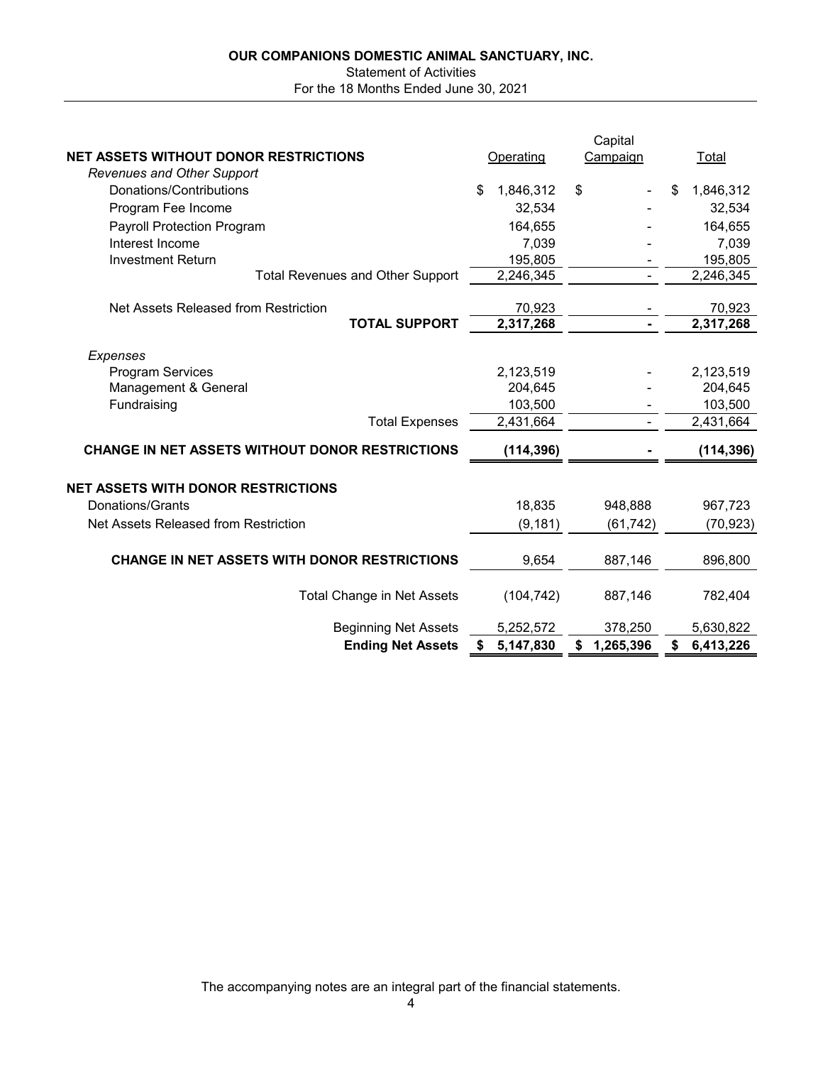**OUR COMPANIONS DOMESTIC ANIMAL SANCTUARY, INC.**

Statement of Activities

For the 18 Months Ended June 30, 2021

| **NET ASSETS WITHOUT DONOR RESTRICTIONS** | Operating | Capital Campaign | Total |
|---|---|---|---|
| *Revenues and Other Support* | | | |
| Donations/Contributions | $ 1,846,312 | $ - | $ 1,846,312 |
| Program Fee Income | 32,534 | - | 32,534 |
| Payroll Protection Program | 164,655 | - | 164,655 |
| Interest Income | 7,039 | - | 7,039 |
| Investment Return | 195,805 | - | 195,805 |
| Total Revenues and Other Support | 2,246,345 | - | 2,246,345 |
| Net Assets Released from Restriction | 70,923 | - | 70,923 |
| **TOTAL SUPPORT** | **2,317,268** | **-** | **2,317,268** |
| *Expenses* | | | |
| Program Services | 2,123,519 | - | 2,123,519 |
| Management & General | 204,645 | - | 204,645 |
| Fundraising | 103,500 | - | 103,500 |
| Total Expenses | 2,431,664 | - | 2,431,664 |
| **CHANGE IN NET ASSETS WITHOUT DONOR RESTRICTIONS** | **(114,396)** | **-** | **(114,396)** |
| **NET ASSETS WITH DONOR RESTRICTIONS** | | | |
| Donations/Grants | 18,835 | 948,888 | 967,723 |
| Net Assets Released from Restriction | (9,181) | (61,742) | (70,923) |
| **CHANGE IN NET ASSETS WITH DONOR RESTRICTIONS** | 9,654 | 887,146 | 896,800 |
| Total Change in Net Assets | (104,742) | 887,146 | 782,404 |
| Beginning Net Assets | 5,252,572 | 378,250 | 5,630,822 |
| **Ending Net Assets** | **$ 5,147,830** | **$ 1,265,396** | **$ 6,413,226** |

The accompanying notes are an integral part of the financial statements.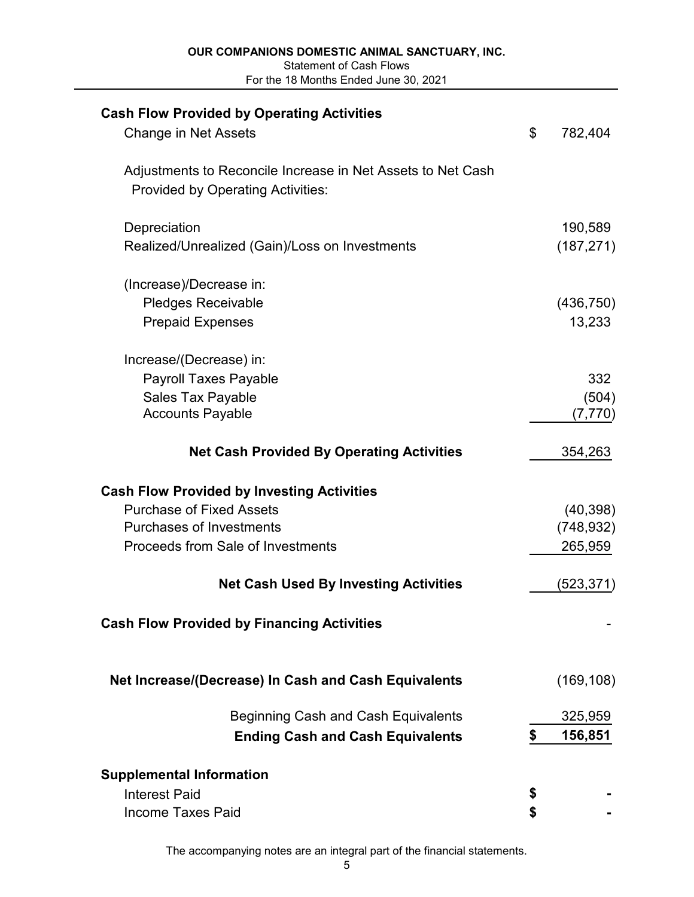**OUR COMPANIONS DOMESTIC ANIMAL SANCTUARY, INC.**

Statement of Cash Flows

For the 18 Months Ended June 30, 2021

| | |
|---|---|
| **Cash Flow Provided by Operating Activities** | |
| Change in Net Assets | $ 782,404 |
| Adjustments to Reconcile Increase in Net Assets to Net Cash Provided by Operating Activities: | |
| Depreciation | 190,589 |
| Realized/Unrealized (Gain)/Loss on Investments | (187,271) |
| (Increase)/Decrease in: | |
| Pledges Receivable | (436,750) |
| Prepaid Expenses | 13,233 |
| Increase/(Decrease) in: | |
| Payroll Taxes Payable | 332 |
| Sales Tax Payable | (504) |
| Accounts Payable | (7,770) |
| **Net Cash Provided By Operating Activities** | 354,263 |
| **Cash Flow Provided by Investing Activities** | |
| Purchase of Fixed Assets | (40,398) |
| Purchases of Investments | (748,932) |
| Proceeds from Sale of Investments | 265,959 |
| **Net Cash Used By Investing Activities** | (523,371) |
| **Cash Flow Provided by Financing Activities** | - |
| **Net Increase/(Decrease) In Cash and Cash Equivalents** | (169,108) |
| Beginning Cash and Cash Equivalents | 325,959 |
| **Ending Cash and Cash Equivalents** | **$ 156,851** |
| **Supplemental Information** | |
| Interest Paid | **$ -** |
| Income Taxes Paid | **$ -** |

The accompanying notes are an integral part of the financial statements.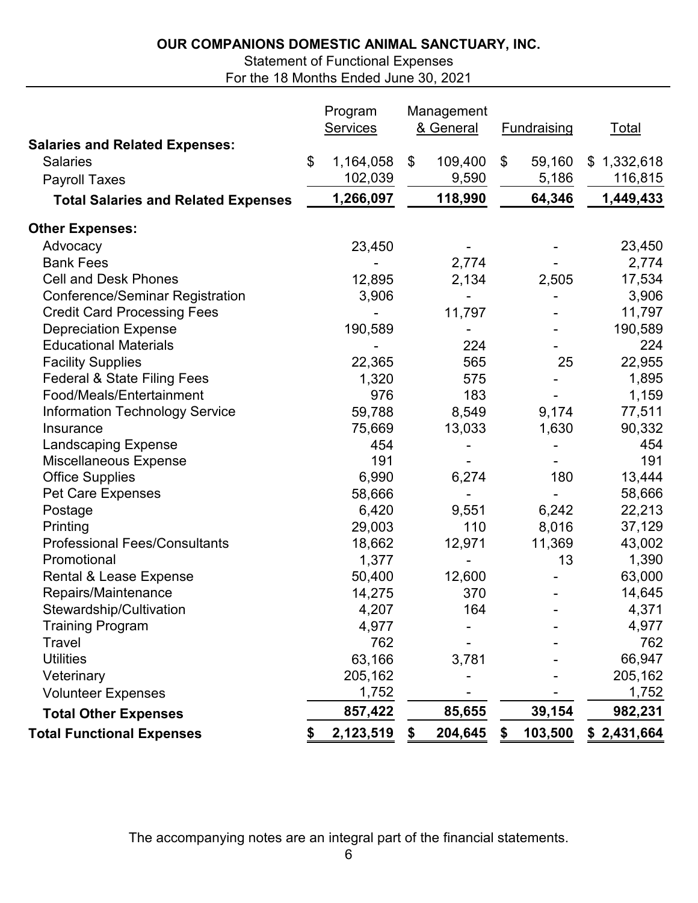## OUR COMPANIONS DOMESTIC ANIMAL SANCTUARY, INC.

Statement of Functional Expenses
For the 18 Months Ended June 30, 2021

| | Program Services | Management & General | Fundraising | Total |
|---|---|---|---|---|
| **Salaries and Related Expenses:** | | | | |
| Salaries | $ 1,164,058 | $ 109,400 | $ 59,160 | $ 1,332,618 |
| Payroll Taxes | 102,039 | 9,590 | 5,186 | 116,815 |
| **Total Salaries and Related Expenses** | **1,266,097** | **118,990** | **64,346** | **1,449,433** |
| **Other Expenses:** | | | | |
| Advocacy | 23,450 | - | - | 23,450 |
| Bank Fees | - | 2,774 | - | 2,774 |
| Cell and Desk Phones | 12,895 | 2,134 | 2,505 | 17,534 |
| Conference/Seminar Registration | 3,906 | - | - | 3,906 |
| Credit Card Processing Fees | - | 11,797 | - | 11,797 |
| Depreciation Expense | 190,589 | - | - | 190,589 |
| Educational Materials | - | 224 | - | 224 |
| Facility Supplies | 22,365 | 565 | 25 | 22,955 |
| Federal & State Filing Fees | 1,320 | 575 | - | 1,895 |
| Food/Meals/Entertainment | 976 | 183 | - | 1,159 |
| Information Technology Service | 59,788 | 8,549 | 9,174 | 77,511 |
| Insurance | 75,669 | 13,033 | 1,630 | 90,332 |
| Landscaping Expense | 454 | - | - | 454 |
| Miscellaneous Expense | 191 | - | - | 191 |
| Office Supplies | 6,990 | 6,274 | 180 | 13,444 |
| Pet Care Expenses | 58,666 | - | - | 58,666 |
| Postage | 6,420 | 9,551 | 6,242 | 22,213 |
| Printing | 29,003 | 110 | 8,016 | 37,129 |
| Professional Fees/Consultants | 18,662 | 12,971 | 11,369 | 43,002 |
| Promotional | 1,377 | - | 13 | 1,390 |
| Rental & Lease Expense | 50,400 | 12,600 | - | 63,000 |
| Repairs/Maintenance | 14,275 | 370 | - | 14,645 |
| Stewardship/Cultivation | 4,207 | 164 | - | 4,371 |
| Training Program | 4,977 | - | - | 4,977 |
| Travel | 762 | - | - | 762 |
| Utilities | 63,166 | 3,781 | - | 66,947 |
| Veterinary | 205,162 | - | - | 205,162 |
| Volunteer Expenses | 1,752 | - | - | 1,752 |
| **Total Other Expenses** | **857,422** | **85,655** | **39,154** | **982,231** |
| **Total Functional Expenses** | **$ 2,123,519** | **$ 204,645** | **$ 103,500** | **$ 2,431,664** |

The accompanying notes are an integral part of the financial statements.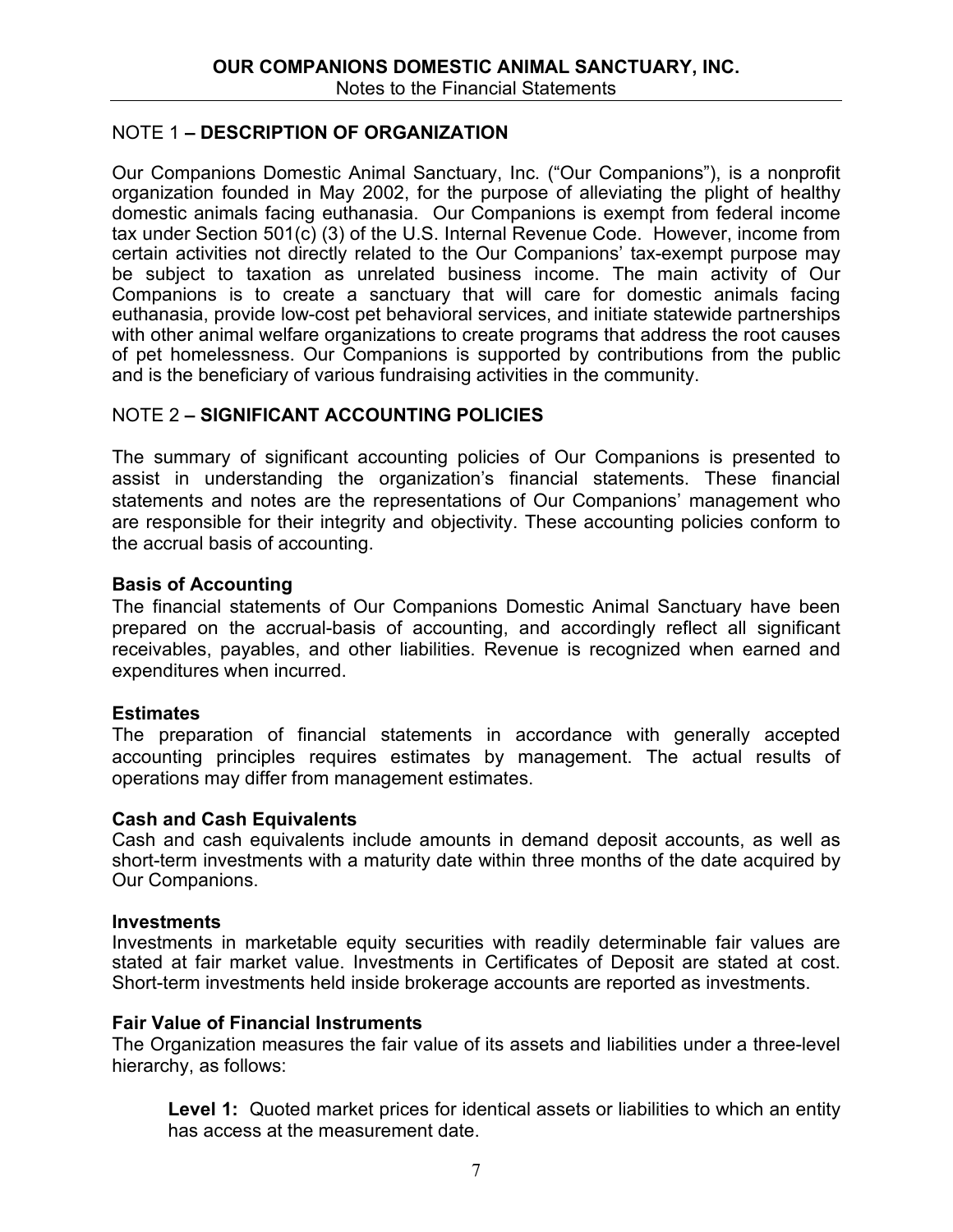## NOTE 1 – DESCRIPTION OF ORGANIZATION

Our Companions Domestic Animal Sanctuary, Inc. ("Our Companions"), is a nonprofit organization founded in May 2002, for the purpose of alleviating the plight of healthy domestic animals facing euthanasia. Our Companions is exempt from federal income tax under Section 501(c) (3) of the U.S. Internal Revenue Code. However, income from certain activities not directly related to the Our Companions' tax-exempt purpose may be subject to taxation as unrelated business income. The main activity of Our Companions is to create a sanctuary that will care for domestic animals facing euthanasia, provide low-cost pet behavioral services, and initiate statewide partnerships with other animal welfare organizations to create programs that address the root causes of pet homelessness. Our Companions is supported by contributions from the public and is the beneficiary of various fundraising activities in the community.

## NOTE 2 – SIGNIFICANT ACCOUNTING POLICIES

The summary of significant accounting policies of Our Companions is presented to assist in understanding the organization's financial statements. These financial statements and notes are the representations of Our Companions' management who are responsible for their integrity and objectivity. These accounting policies conform to the accrual basis of accounting.

**Basis of Accounting**

The financial statements of Our Companions Domestic Animal Sanctuary have been prepared on the accrual-basis of accounting, and accordingly reflect all significant receivables, payables, and other liabilities. Revenue is recognized when earned and expenditures when incurred.

**Estimates**

The preparation of financial statements in accordance with generally accepted accounting principles requires estimates by management. The actual results of operations may differ from management estimates.

**Cash and Cash Equivalents**

Cash and cash equivalents include amounts in demand deposit accounts, as well as short-term investments with a maturity date within three months of the date acquired by Our Companions.

**Investments**

Investments in marketable equity securities with readily determinable fair values are stated at fair market value. Investments in Certificates of Deposit are stated at cost. Short-term investments held inside brokerage accounts are reported as investments.

**Fair Value of Financial Instruments**

The Organization measures the fair value of its assets and liabilities under a three-level hierarchy, as follows:

> **Level 1:** Quoted market prices for identical assets or liabilities to which an entity has access at the measurement date.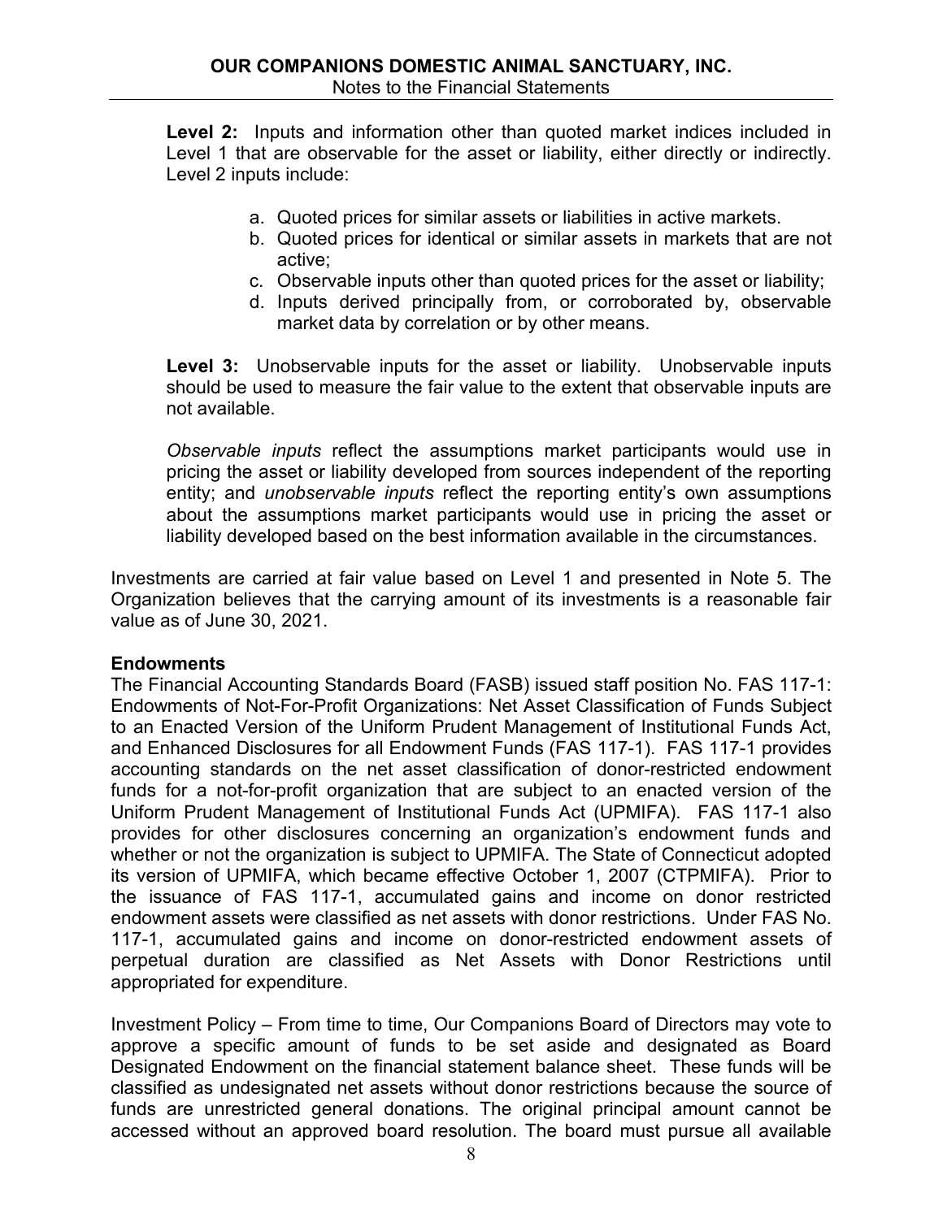**Level 2:** Inputs and information other than quoted market indices included in Level 1 that are observable for the asset or liability, either directly or indirectly. Level 2 inputs include:

a. Quoted prices for similar assets or liabilities in active markets.
b. Quoted prices for identical or similar assets in markets that are not active;
c. Observable inputs other than quoted prices for the asset or liability;
d. Inputs derived principally from, or corroborated by, observable market data by correlation or by other means.

**Level 3:** Unobservable inputs for the asset or liability. Unobservable inputs should be used to measure the fair value to the extent that observable inputs are not available.

*Observable inputs* reflect the assumptions market participants would use in pricing the asset or liability developed from sources independent of the reporting entity; and *unobservable inputs* reflect the reporting entity's own assumptions about the assumptions market participants would use in pricing the asset or liability developed based on the best information available in the circumstances.

Investments are carried at fair value based on Level 1 and presented in Note 5. The Organization believes that the carrying amount of its investments is a reasonable fair value as of June 30, 2021.

**Endowments**

The Financial Accounting Standards Board (FASB) issued staff position No. FAS 117-1: Endowments of Not-For-Profit Organizations: Net Asset Classification of Funds Subject to an Enacted Version of the Uniform Prudent Management of Institutional Funds Act, and Enhanced Disclosures for all Endowment Funds (FAS 117-1). FAS 117-1 provides accounting standards on the net asset classification of donor-restricted endowment funds for a not-for-profit organization that are subject to an enacted version of the Uniform Prudent Management of Institutional Funds Act (UPMIFA). FAS 117-1 also provides for other disclosures concerning an organization's endowment funds and whether or not the organization is subject to UPMIFA. The State of Connecticut adopted its version of UPMIFA, which became effective October 1, 2007 (CTPMIFA). Prior to the issuance of FAS 117-1, accumulated gains and income on donor restricted endowment assets were classified as net assets with donor restrictions. Under FAS No. 117-1, accumulated gains and income on donor-restricted endowment assets of perpetual duration are classified as Net Assets with Donor Restrictions until appropriated for expenditure.

Investment Policy – From time to time, Our Companions Board of Directors may vote to approve a specific amount of funds to be set aside and designated as Board Designated Endowment on the financial statement balance sheet. These funds will be classified as undesignated net assets without donor restrictions because the source of funds are unrestricted general donations. The original principal amount cannot be accessed without an approved board resolution. The board must pursue all available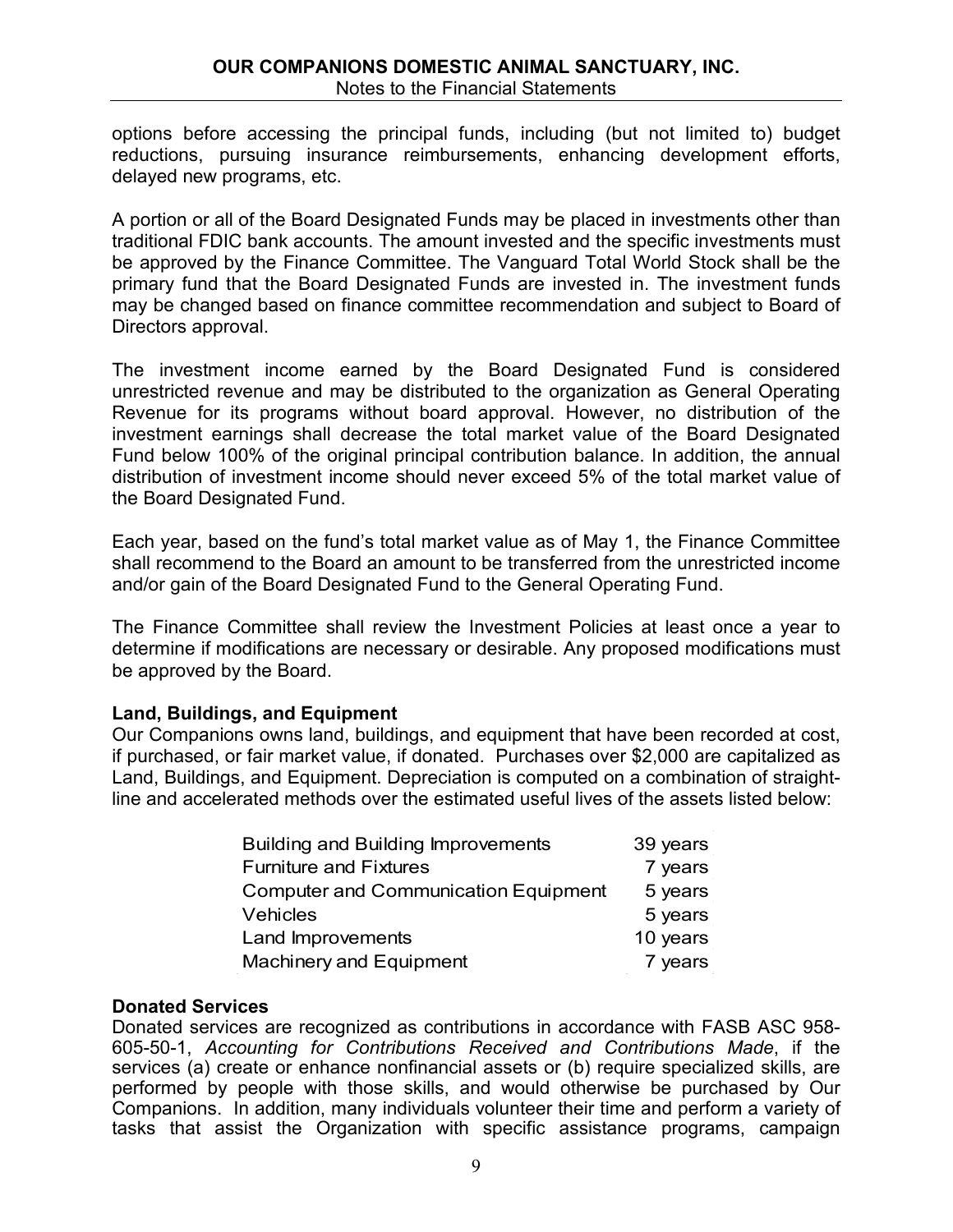options before accessing the principal funds, including (but not limited to) budget reductions, pursuing insurance reimbursements, enhancing development efforts, delayed new programs, etc.

A portion or all of the Board Designated Funds may be placed in investments other than traditional FDIC bank accounts. The amount invested and the specific investments must be approved by the Finance Committee. The Vanguard Total World Stock shall be the primary fund that the Board Designated Funds are invested in. The investment funds may be changed based on finance committee recommendation and subject to Board of Directors approval.

The investment income earned by the Board Designated Fund is considered unrestricted revenue and may be distributed to the organization as General Operating Revenue for its programs without board approval. However, no distribution of the investment earnings shall decrease the total market value of the Board Designated Fund below 100% of the original principal contribution balance. In addition, the annual distribution of investment income should never exceed 5% of the total market value of the Board Designated Fund.

Each year, based on the fund's total market value as of May 1, the Finance Committee shall recommend to the Board an amount to be transferred from the unrestricted income and/or gain of the Board Designated Fund to the General Operating Fund.

The Finance Committee shall review the Investment Policies at least once a year to determine if modifications are necessary or desirable. Any proposed modifications must be approved by the Board.

**Land, Buildings, and Equipment**

Our Companions owns land, buildings, and equipment that have been recorded at cost, if purchased, or fair market value, if donated. Purchases over $2,000 are capitalized as Land, Buildings, and Equipment. Depreciation is computed on a combination of straight-line and accelerated methods over the estimated useful lives of the assets listed below:

| | |
|---|---|
| Building and Building Improvements | 39 years |
| Furniture and Fixtures | 7 years |
| Computer and Communication Equipment | 5 years |
| Vehicles | 5 years |
| Land Improvements | 10 years |
| Machinery and Equipment | 7 years |

**Donated Services**

Donated services are recognized as contributions in accordance with FASB ASC 958-605-50-1, *Accounting for Contributions Received and Contributions Made*, if the services (a) create or enhance nonfinancial assets or (b) require specialized skills, are performed by people with those skills, and would otherwise be purchased by Our Companions. In addition, many individuals volunteer their time and perform a variety of tasks that assist the Organization with specific assistance programs, campaign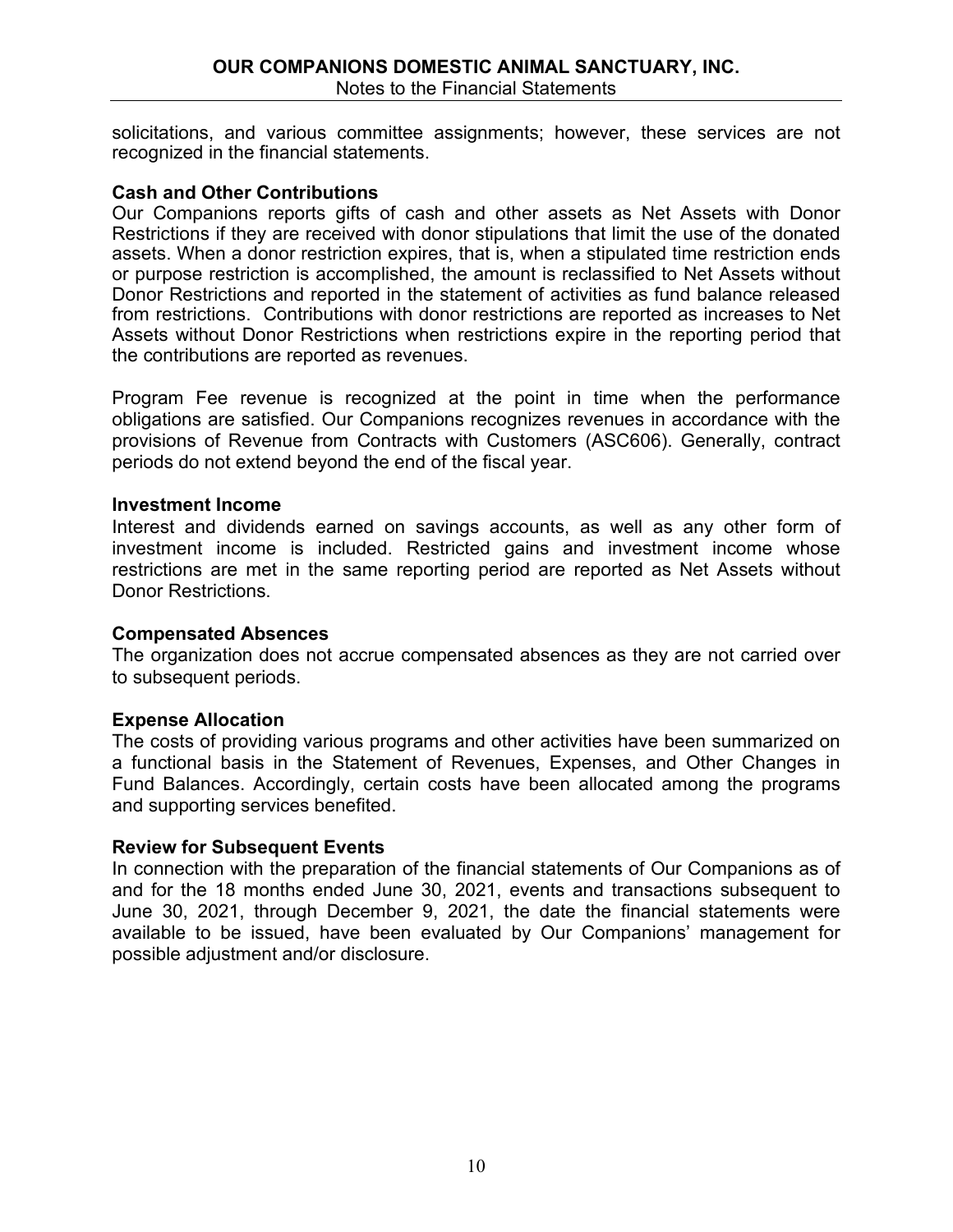solicitations, and various committee assignments; however, these services are not recognized in the financial statements.

**Cash and Other Contributions**

Our Companions reports gifts of cash and other assets as Net Assets with Donor Restrictions if they are received with donor stipulations that limit the use of the donated assets. When a donor restriction expires, that is, when a stipulated time restriction ends or purpose restriction is accomplished, the amount is reclassified to Net Assets without Donor Restrictions and reported in the statement of activities as fund balance released from restrictions. Contributions with donor restrictions are reported as increases to Net Assets without Donor Restrictions when restrictions expire in the reporting period that the contributions are reported as revenues.

Program Fee revenue is recognized at the point in time when the performance obligations are satisfied. Our Companions recognizes revenues in accordance with the provisions of Revenue from Contracts with Customers (ASC606). Generally, contract periods do not extend beyond the end of the fiscal year.

**Investment Income**

Interest and dividends earned on savings accounts, as well as any other form of investment income is included. Restricted gains and investment income whose restrictions are met in the same reporting period are reported as Net Assets without Donor Restrictions.

**Compensated Absences**

The organization does not accrue compensated absences as they are not carried over to subsequent periods.

**Expense Allocation**

The costs of providing various programs and other activities have been summarized on a functional basis in the Statement of Revenues, Expenses, and Other Changes in Fund Balances. Accordingly, certain costs have been allocated among the programs and supporting services benefited.

**Review for Subsequent Events**

In connection with the preparation of the financial statements of Our Companions as of and for the 18 months ended June 30, 2021, events and transactions subsequent to June 30, 2021, through December 9, 2021, the date the financial statements were available to be issued, have been evaluated by Our Companions' management for possible adjustment and/or disclosure.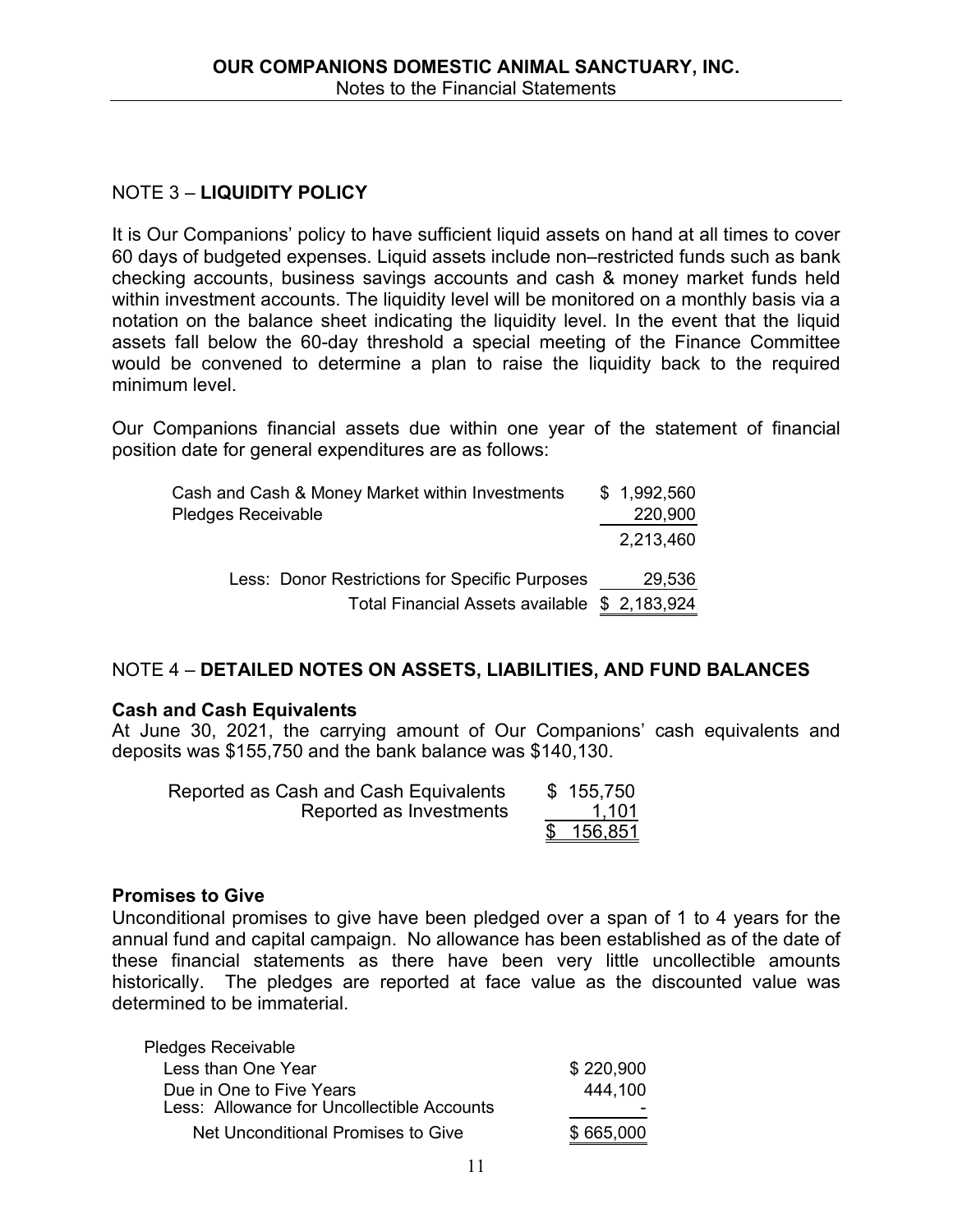# OUR COMPANIONS DOMESTIC ANIMAL SANCTUARY, INC.

Notes to the Financial Statements

## NOTE 3 – **LIQUIDITY POLICY**

It is Our Companions' policy to have sufficient liquid assets on hand at all times to cover 60 days of budgeted expenses. Liquid assets include non–restricted funds such as bank checking accounts, business savings accounts and cash & money market funds held within investment accounts. The liquidity level will be monitored on a monthly basis via a notation on the balance sheet indicating the liquidity level. In the event that the liquid assets fall below the 60-day threshold a special meeting of the Finance Committee would be convened to determine a plan to raise the liquidity back to the required minimum level.

Our Companions financial assets due within one year of the statement of financial position date for general expenditures are as follows:

| | |
|---|---|
| Cash and Cash & Money Market within Investments | $ 1,992,560 |
| Pledges Receivable | 220,900 |
| | 2,213,460 |
| Less: Donor Restrictions for Specific Purposes | 29,536 |
| Total Financial Assets available | $ 2,183,924 |

## NOTE 4 – **DETAILED NOTES ON ASSETS, LIABILITIES, AND FUND BALANCES**

### Cash and Cash Equivalents

At June 30, 2021, the carrying amount of Our Companions' cash equivalents and deposits was $155,750 and the bank balance was $140,130.

| | |
|---|---|
| Reported as Cash and Cash Equivalents | $ 155,750 |
| Reported as Investments | 1,101 |
| | $ 156,851 |

### Promises to Give

Unconditional promises to give have been pledged over a span of 1 to 4 years for the annual fund and capital campaign. No allowance has been established as of the date of these financial statements as there have been very little uncollectible amounts historically. The pledges are reported at face value as the discounted value was determined to be immaterial.

| | |
|---|---|
| Pledges Receivable | |
| Less than One Year | $ 220,900 |
| Due in One to Five Years | 444,100 |
| Less: Allowance for Uncollectible Accounts | - |
| Net Unconditional Promises to Give | $ 665,000 |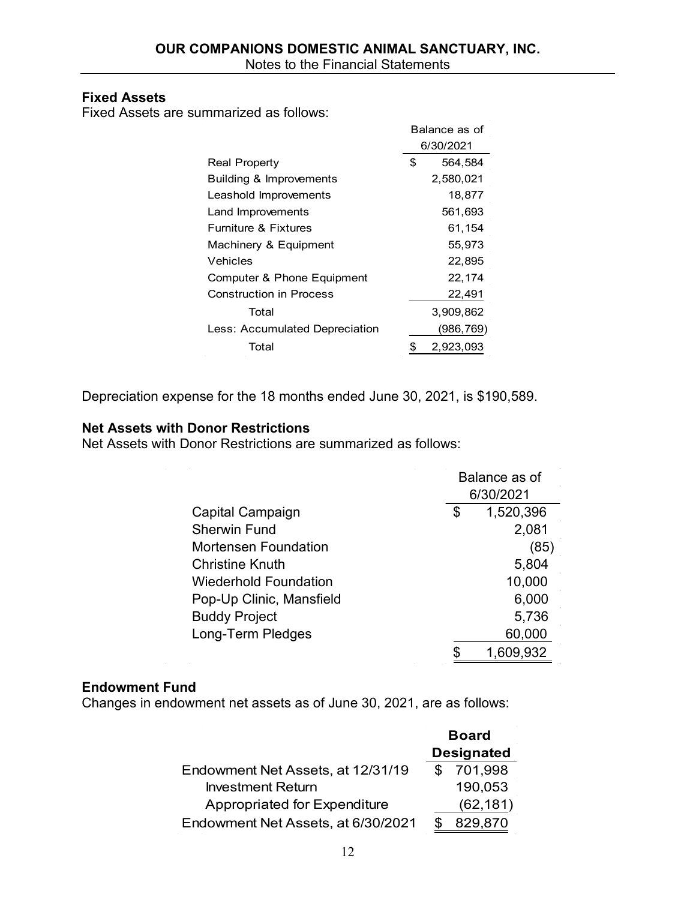**OUR COMPANIONS DOMESTIC ANIMAL SANCTUARY, INC.**
Notes to the Financial Statements

### Fixed Assets

Fixed Assets are summarized as follows:

| | Balance as of 6/30/2021 |
|---|---|
| Real Property | $ 564,584 |
| Building & Improvements | 2,580,021 |
| Leashold Improvements | 18,877 |
| Land Improvements | 561,693 |
| Furniture & Fixtures | 61,154 |
| Machinery & Equipment | 55,973 |
| Vehicles | 22,895 |
| Computer & Phone Equipment | 22,174 |
| Construction in Process | 22,491 |
| Total | 3,909,862 |
| Less: Accumulated Depreciation | (986,769) |
| Total | $ 2,923,093 |

Depreciation expense for the 18 months ended June 30, 2021, is $190,589.

### Net Assets with Donor Restrictions

Net Assets with Donor Restrictions are summarized as follows:

| | Balance as of 6/30/2021 |
|---|---|
| Capital Campaign | $ 1,520,396 |
| Sherwin Fund | 2,081 |
| Mortensen Foundation | (85) |
| Christine Knuth | 5,804 |
| Wiederhold Foundation | 10,000 |
| Pop-Up Clinic, Mansfield | 6,000 |
| Buddy Project | 5,736 |
| Long-Term Pledges | 60,000 |
| | $ 1,609,932 |

### Endowment Fund

Changes in endowment net assets as of June 30, 2021, are as follows:

| | Board Designated |
|---|---|
| Endowment Net Assets, at 12/31/19 | $ 701,998 |
| Investment Return | 190,053 |
| Appropriated for Expenditure | (62,181) |
| Endowment Net Assets, at 6/30/2021 | $ 829,870 |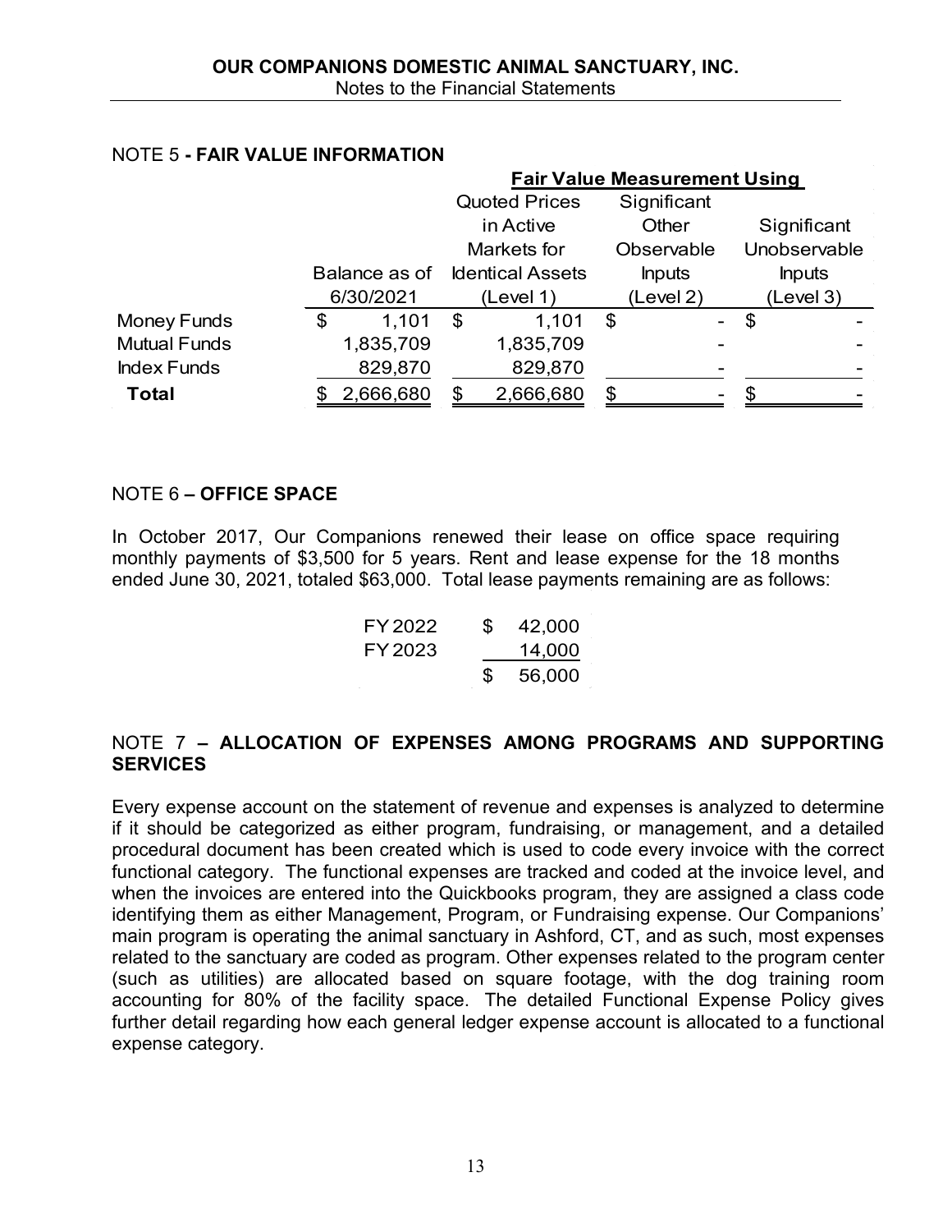## NOTE 5 - FAIR VALUE INFORMATION

| | | Fair Value Measurement Using | | |
|---|---|---|---|---|
| | Balance as of 6/30/2021 | Quoted Prices in Active Markets for Identical Assets (Level 1) | Significant Other Observable Inputs (Level 2) | Significant Unobservable Inputs (Level 3) |
| Money Funds | $ 1,101 | $ 1,101 | $ - | $ - |
| Mutual Funds | 1,835,709 | 1,835,709 | - | - |
| Index Funds | 829,870 | 829,870 | - | - |
| **Total** | $ 2,666,680 | $ 2,666,680 | $ - | $ - |

## NOTE 6 – OFFICE SPACE

In October 2017, Our Companions renewed their lease on office space requiring monthly payments of $3,500 for 5 years. Rent and lease expense for the 18 months ended June 30, 2021, totaled $63,000. Total lease payments remaining are as follows:

| | |
|---|---|
| FY 2022 | $ 42,000 |
| FY 2023 | 14,000 |
| | $ 56,000 |

## NOTE 7 – ALLOCATION OF EXPENSES AMONG PROGRAMS AND SUPPORTING SERVICES

Every expense account on the statement of revenue and expenses is analyzed to determine if it should be categorized as either program, fundraising, or management, and a detailed procedural document has been created which is used to code every invoice with the correct functional category. The functional expenses are tracked and coded at the invoice level, and when the invoices are entered into the Quickbooks program, they are assigned a class code identifying them as either Management, Program, or Fundraising expense. Our Companions' main program is operating the animal sanctuary in Ashford, CT, and as such, most expenses related to the sanctuary are coded as program. Other expenses related to the program center (such as utilities) are allocated based on square footage, with the dog training room accounting for 80% of the facility space. The detailed Functional Expense Policy gives further detail regarding how each general ledger expense account is allocated to a functional expense category.